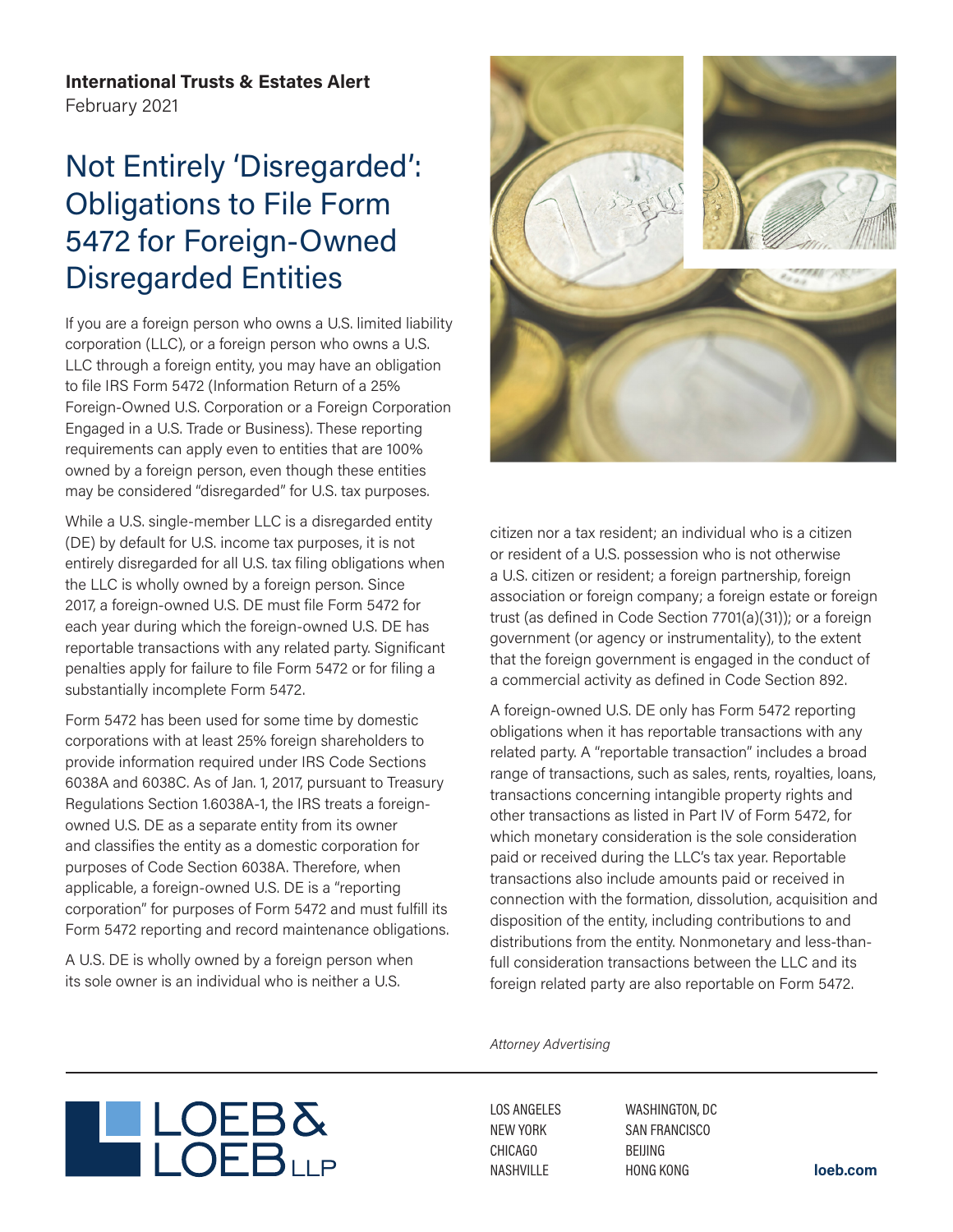**International Trusts & Estates Alert**
February 2021

# Not Entirely 'Disregarded': Obligations to File Form 5472 for Foreign-Owned Disregarded Entities

If you are a foreign person who owns a U.S. limited liability corporation (LLC), or a foreign person who owns a U.S. LLC through a foreign entity, you may have an obligation to file IRS Form 5472 (Information Return of a 25% Foreign-Owned U.S. Corporation or a Foreign Corporation Engaged in a U.S. Trade or Business). These reporting requirements can apply even to entities that are 100% owned by a foreign person, even though these entities may be considered "disregarded" for U.S. tax purposes.

While a U.S. single-member LLC is a disregarded entity (DE) by default for U.S. income tax purposes, it is not entirely disregarded for all U.S. tax filing obligations when the LLC is wholly owned by a foreign person. Since 2017, a foreign-owned U.S. DE must file Form 5472 for each year during which the foreign-owned U.S. DE has reportable transactions with any related party. Significant penalties apply for failure to file Form 5472 or for filing a substantially incomplete Form 5472.

Form 5472 has been used for some time by domestic corporations with at least 25% foreign shareholders to provide information required under IRS Code Sections 6038A and 6038C. As of Jan. 1, 2017, pursuant to Treasury Regulations Section 1.6038A-1, the IRS treats a foreign-owned U.S. DE as a separate entity from its owner and classifies the entity as a domestic corporation for purposes of Code Section 6038A. Therefore, when applicable, a foreign-owned U.S. DE is a "reporting corporation" for purposes of Form 5472 and must fulfill its Form 5472 reporting and record maintenance obligations.

A U.S. DE is wholly owned by a foreign person when its sole owner is an individual who is neither a U.S. citizen nor a tax resident; an individual who is a citizen or resident of a U.S. possession who is not otherwise a U.S. citizen or resident; a foreign partnership, foreign association or foreign company; a foreign estate or foreign trust (as defined in Code Section 7701(a)(31)); or a foreign government (or agency or instrumentality), to the extent that the foreign government is engaged in the conduct of a commercial activity as defined in Code Section 892.

A foreign-owned U.S. DE only has Form 5472 reporting obligations when it has reportable transactions with any related party. A "reportable transaction" includes a broad range of transactions, such as sales, rents, royalties, loans, transactions concerning intangible property rights and other transactions as listed in Part IV of Form 5472, for which monetary consideration is the sole consideration paid or received during the LLC's tax year. Reportable transactions also include amounts paid or received in connection with the formation, dissolution, acquisition and disposition of the entity, including contributions to and distributions from the entity. Nonmonetary and less-than-full consideration transactions between the LLC and its foreign related party are also reportable on Form 5472.

*Attorney Advertising*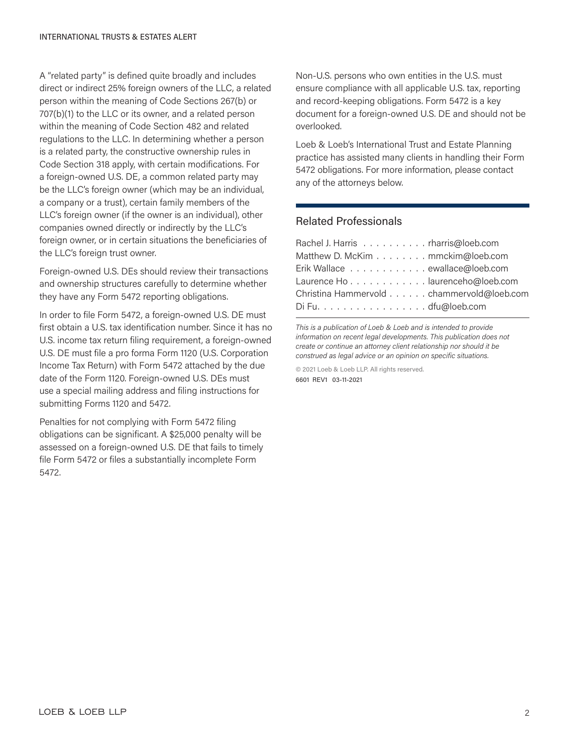A "related party" is defined quite broadly and includes direct or indirect 25% foreign owners of the LLC, a related person within the meaning of Code Sections 267(b) or 707(b)(1) to the LLC or its owner, and a related person within the meaning of Code Section 482 and related regulations to the LLC. In determining whether a person is a related party, the constructive ownership rules in Code Section 318 apply, with certain modifications. For a foreign-owned U.S. DE, a common related party may be the LLC's foreign owner (which may be an individual, a company or a trust), certain family members of the LLC's foreign owner (if the owner is an individual), other companies owned directly or indirectly by the LLC's foreign owner, or in certain situations the beneficiaries of the LLC's foreign trust owner.

Foreign-owned U.S. DEs should review their transactions and ownership structures carefully to determine whether they have any Form 5472 reporting obligations.

In order to file Form 5472, a foreign-owned U.S. DE must first obtain a U.S. tax identification number. Since it has no U.S. income tax return filing requirement, a foreign-owned U.S. DE must file a pro forma Form 1120 (U.S. Corporation Income Tax Return) with Form 5472 attached by the due date of the Form 1120. Foreign-owned U.S. DEs must use a special mailing address and filing instructions for submitting Forms 1120 and 5472.

Penalties for not complying with Form 5472 filing obligations can be significant. A $25,000 penalty will be assessed on a foreign-owned U.S. DE that fails to timely file Form 5472 or files a substantially incomplete Form 5472.

Non-U.S. persons who own entities in the U.S. must ensure compliance with all applicable U.S. tax, reporting and record-keeping obligations. Form 5472 is a key document for a foreign-owned U.S. DE and should not be overlooked.

Loeb & Loeb's International Trust and Estate Planning practice has assisted many clients in handling their Form 5472 obligations. For more information, please contact any of the attorneys below.

## Related Professionals

Rachel J. Harris . . . . . . . . . . rharris@loeb.com
Matthew D. McKim . . . . . . . . mmckim@loeb.com
Erik Wallace . . . . . . . . . . . . ewallace@loeb.com
Laurence Ho . . . . . . . . . . . . laurenceho@loeb.com
Christina Hammervold . . . . . . chammervold@loeb.com
Di Fu. . . . . . . . . . . . . . . . . dfu@loeb.com

*This is a publication of Loeb & Loeb and is intended to provide information on recent legal developments. This publication does not create or continue an attorney client relationship nor should it be construed as legal advice or an opinion on specific situations.*

© 2021 Loeb & Loeb LLP. All rights reserved.
6601 REV1 03-11-2021